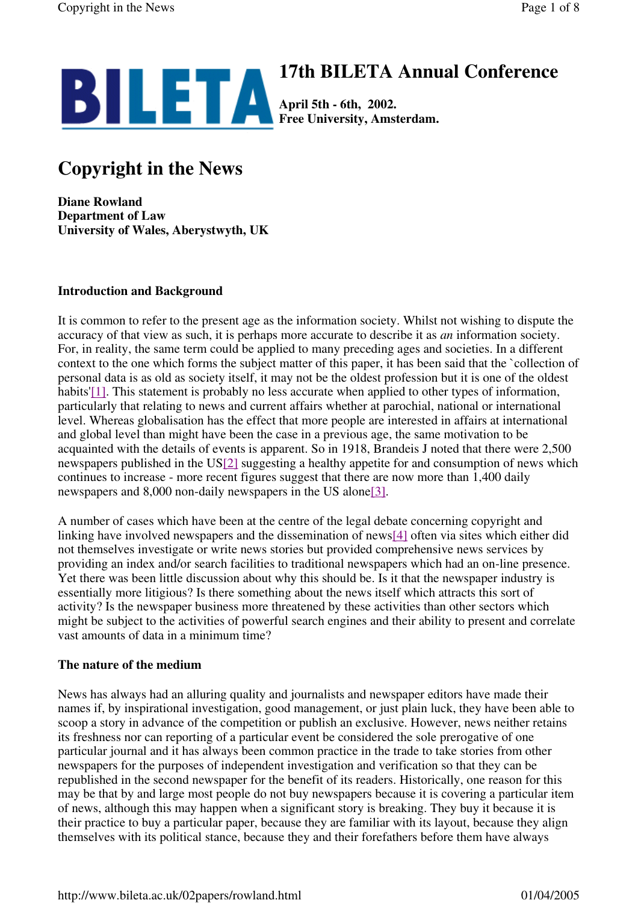BILETA

# 17th BILETA Annual Conference

**April 5th - 6th, 2002.**
**Free University, Amsterdam.**

# Copyright in the News

**Diane Rowland**
**Department of Law**
**University of Wales, Aberystwyth, UK**

### Introduction and Background

It is common to refer to the present age as the information society. Whilst not wishing to dispute the accuracy of that view as such, it is perhaps more accurate to describe it as *an* information society. For, in reality, the same term could be applied to many preceding ages and societies. In a different context to the one which forms the subject matter of this paper, it has been said that the `collection of personal data is as old as society itself, it may not be the oldest profession but it is one of the oldest habits'[1]. This statement is probably no less accurate when applied to other types of information, particularly that relating to news and current affairs whether at parochial, national or international level. Whereas globalisation has the effect that more people are interested in affairs at international and global level than might have been the case in a previous age, the same motivation to be acquainted with the details of events is apparent. So in 1918, Brandeis J noted that there were 2,500 newspapers published in the US[2] suggesting a healthy appetite for and consumption of news which continues to increase - more recent figures suggest that there are now more than 1,400 daily newspapers and 8,000 non-daily newspapers in the US alone[3].

A number of cases which have been at the centre of the legal debate concerning copyright and linking have involved newspapers and the dissemination of news[4] often via sites which either did not themselves investigate or write news stories but provided comprehensive news services by providing an index and/or search facilities to traditional newspapers which had an on-line presence. Yet there was been little discussion about why this should be. Is it that the newspaper industry is essentially more litigious? Is there something about the news itself which attracts this sort of activity? Is the newspaper business more threatened by these activities than other sectors which might be subject to the activities of powerful search engines and their ability to present and correlate vast amounts of data in a minimum time?

### The nature of the medium

News has always had an alluring quality and journalists and newspaper editors have made their names if, by inspirational investigation, good management, or just plain luck, they have been able to scoop a story in advance of the competition or publish an exclusive. However, news neither retains its freshness nor can reporting of a particular event be considered the sole prerogative of one particular journal and it has always been common practice in the trade to take stories from other newspapers for the purposes of independent investigation and verification so that they can be republished in the second newspaper for the benefit of its readers. Historically, one reason for this may be that by and large most people do not buy newspapers because it is covering a particular item of news, although this may happen when a significant story is breaking. They buy it because it is their practice to buy a particular paper, because they are familiar with its layout, because they align themselves with its political stance, because they and their forefathers before them have always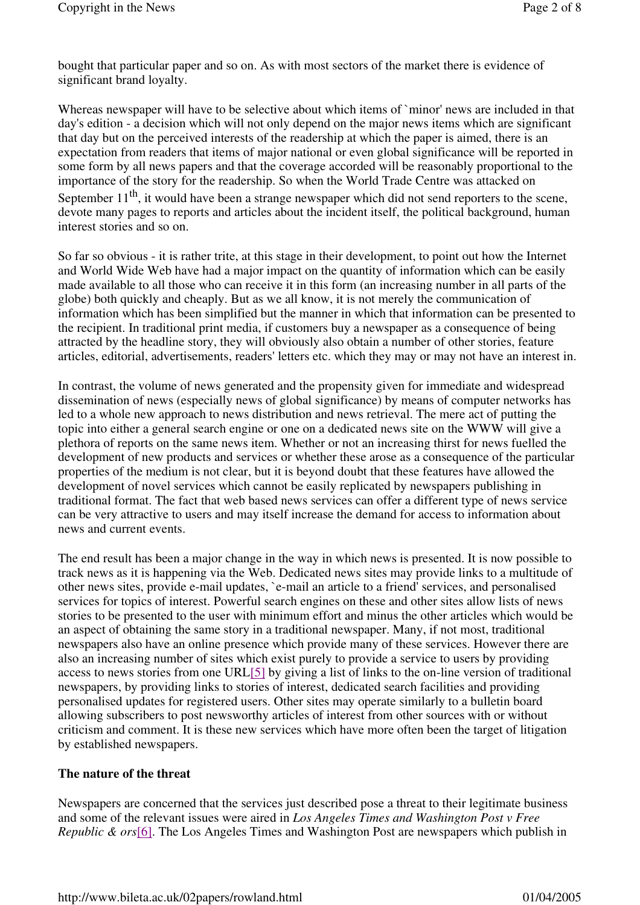bought that particular paper and so on. As with most sectors of the market there is evidence of significant brand loyalty.

Whereas newspaper will have to be selective about which items of `minor' news are included in that day's edition - a decision which will not only depend on the major news items which are significant that day but on the perceived interests of the readership at which the paper is aimed, there is an expectation from readers that items of major national or even global significance will be reported in some form by all news papers and that the coverage accorded will be reasonably proportional to the importance of the story for the readership. So when the World Trade Centre was attacked on September 11th, it would have been a strange newspaper which did not send reporters to the scene, devote many pages to reports and articles about the incident itself, the political background, human interest stories and so on.

So far so obvious - it is rather trite, at this stage in their development, to point out how the Internet and World Wide Web have had a major impact on the quantity of information which can be easily made available to all those who can receive it in this form (an increasing number in all parts of the globe) both quickly and cheaply. But as we all know, it is not merely the communication of information which has been simplified but the manner in which that information can be presented to the recipient. In traditional print media, if customers buy a newspaper as a consequence of being attracted by the headline story, they will obviously also obtain a number of other stories, feature articles, editorial, advertisements, readers' letters etc. which they may or may not have an interest in.

In contrast, the volume of news generated and the propensity given for immediate and widespread dissemination of news (especially news of global significance) by means of computer networks has led to a whole new approach to news distribution and news retrieval. The mere act of putting the topic into either a general search engine or one on a dedicated news site on the WWW will give a plethora of reports on the same news item. Whether or not an increasing thirst for news fuelled the development of new products and services or whether these arose as a consequence of the particular properties of the medium is not clear, but it is beyond doubt that these features have allowed the development of novel services which cannot be easily replicated by newspapers publishing in traditional format. The fact that web based news services can offer a different type of news service can be very attractive to users and may itself increase the demand for access to information about news and current events.

The end result has been a major change in the way in which news is presented. It is now possible to track news as it is happening via the Web. Dedicated news sites may provide links to a multitude of other news sites, provide e-mail updates, `e-mail an article to a friend' services, and personalised services for topics of interest. Powerful search engines on these and other sites allow lists of news stories to be presented to the user with minimum effort and minus the other articles which would be an aspect of obtaining the same story in a traditional newspaper. Many, if not most, traditional newspapers also have an online presence which provide many of these services. However there are also an increasing number of sites which exist purely to provide a service to users by providing access to news stories from one URL[5] by giving a list of links to the on-line version of traditional newspapers, by providing links to stories of interest, dedicated search facilities and providing personalised updates for registered users. Other sites may operate similarly to a bulletin board allowing subscribers to post newsworthy articles of interest from other sources with or without criticism and comment. It is these new services which have more often been the target of litigation by established newspapers.

**The nature of the threat**

Newspapers are concerned that the services just described pose a threat to their legitimate business and some of the relevant issues were aired in *Los Angeles Times and Washington Post v Free Republic & ors*[6]. The Los Angeles Times and Washington Post are newspapers which publish in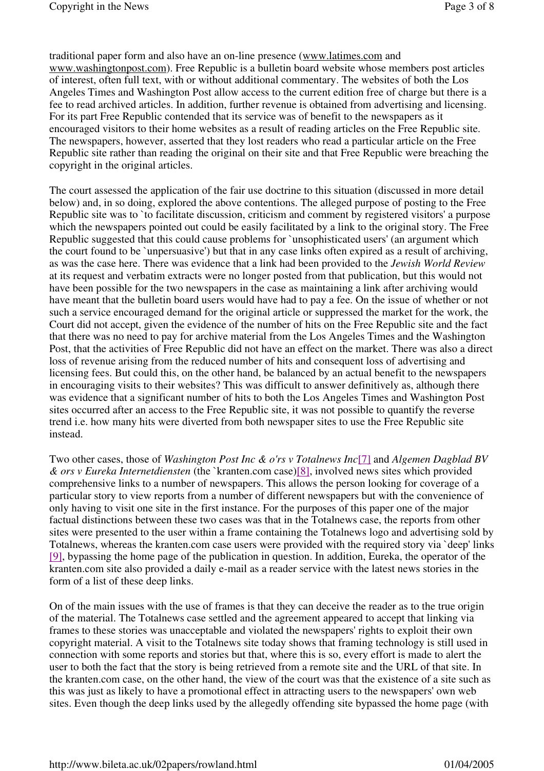traditional paper form and also have an on-line presence (www.latimes.com and www.washingtonpost.com). Free Republic is a bulletin board website whose members post articles of interest, often full text, with or without additional commentary. The websites of both the Los Angeles Times and Washington Post allow access to the current edition free of charge but there is a fee to read archived articles. In addition, further revenue is obtained from advertising and licensing. For its part Free Republic contended that its service was of benefit to the newspapers as it encouraged visitors to their home websites as a result of reading articles on the Free Republic site. The newspapers, however, asserted that they lost readers who read a particular article on the Free Republic site rather than reading the original on their site and that Free Republic were breaching the copyright in the original articles.

The court assessed the application of the fair use doctrine to this situation (discussed in more detail below) and, in so doing, explored the above contentions. The alleged purpose of posting to the Free Republic site was to `to facilitate discussion, criticism and comment by registered visitors' a purpose which the newspapers pointed out could be easily facilitated by a link to the original story. The Free Republic suggested that this could cause problems for `unsophisticated users' (an argument which the court found to be `unpersuasive') but that in any case links often expired as a result of archiving, as was the case here. There was evidence that a link had been provided to the *Jewish World Review* at its request and verbatim extracts were no longer posted from that publication, but this would not have been possible for the two newspapers in the case as maintaining a link after archiving would have meant that the bulletin board users would have had to pay a fee. On the issue of whether or not such a service encouraged demand for the original article or suppressed the market for the work, the Court did not accept, given the evidence of the number of hits on the Free Republic site and the fact that there was no need to pay for archive material from the Los Angeles Times and the Washington Post, that the activities of Free Republic did not have an effect on the market. There was also a direct loss of revenue arising from the reduced number of hits and consequent loss of advertising and licensing fees. But could this, on the other hand, be balanced by an actual benefit to the newspapers in encouraging visits to their websites? This was difficult to answer definitively as, although there was evidence that a significant number of hits to both the Los Angeles Times and Washington Post sites occurred after an access to the Free Republic site, it was not possible to quantify the reverse trend i.e. how many hits were diverted from both newspaper sites to use the Free Republic site instead.

Two other cases, those of *Washington Post Inc & o'rs v Totalnews Inc*[7] and *Algemen Dagblad BV & ors v Eureka Internetdiensten* (the `kranten.com case)[8], involved news sites which provided comprehensive links to a number of newspapers. This allows the person looking for coverage of a particular story to view reports from a number of different newspapers but with the convenience of only having to visit one site in the first instance. For the purposes of this paper one of the major factual distinctions between these two cases was that in the Totalnews case, the reports from other sites were presented to the user within a frame containing the Totalnews logo and advertising sold by Totalnews, whereas the kranten.com case users were provided with the required story via `deep' links [9], bypassing the home page of the publication in question. In addition, Eureka, the operator of the kranten.com site also provided a daily e-mail as a reader service with the latest news stories in the form of a list of these deep links.

On of the main issues with the use of frames is that they can deceive the reader as to the true origin of the material. The Totalnews case settled and the agreement appeared to accept that linking via frames to these stories was unacceptable and violated the newspapers' rights to exploit their own copyright material. A visit to the Totalnews site today shows that framing technology is still used in connection with some reports and stories but that, where this is so, every effort is made to alert the user to both the fact that the story is being retrieved from a remote site and the URL of that site. In the kranten.com case, on the other hand, the view of the court was that the existence of a site such as this was just as likely to have a promotional effect in attracting users to the newspapers' own web sites. Even though the deep links used by the allegedly offending site bypassed the home page (with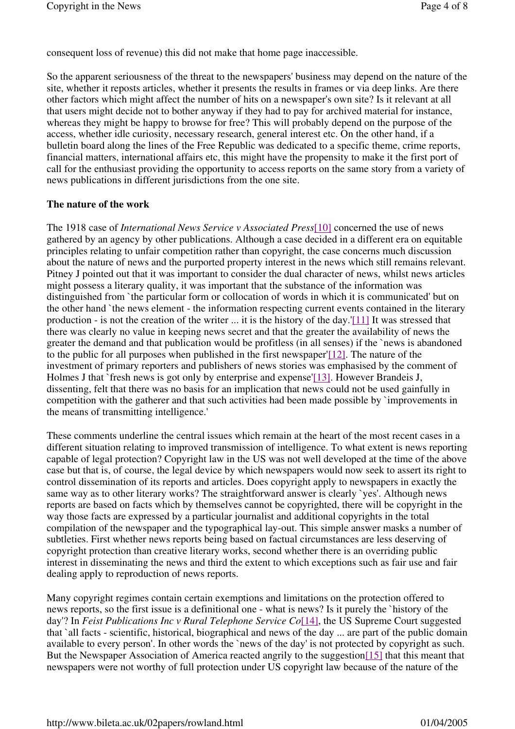consequent loss of revenue) this did not make that home page inaccessible.

So the apparent seriousness of the threat to the newspapers' business may depend on the nature of the site, whether it reposts articles, whether it presents the results in frames or via deep links. Are there other factors which might affect the number of hits on a newspaper's own site? Is it relevant at all that users might decide not to bother anyway if they had to pay for archived material for instance, whereas they might be happy to browse for free? This will probably depend on the purpose of the access, whether idle curiosity, necessary research, general interest etc. On the other hand, if a bulletin board along the lines of the Free Republic was dedicated to a specific theme, crime reports, financial matters, international affairs etc, this might have the propensity to make it the first port of call for the enthusiast providing the opportunity to access reports on the same story from a variety of news publications in different jurisdictions from the one site.

### The nature of the work

The 1918 case of *International News Service v Associated Press*[10] concerned the use of news gathered by an agency by other publications. Although a case decided in a different era on equitable principles relating to unfair competition rather than copyright, the case concerns much discussion about the nature of news and the purported property interest in the news which still remains relevant. Pitney J pointed out that it was important to consider the dual character of news, whilst news articles might possess a literary quality, it was important that the substance of the information was distinguished from `the particular form or collocation of words in which it is communicated' but on the other hand `the news element - the information respecting current events contained in the literary production - is not the creation of the writer ... it is the history of the day.'[11] It was stressed that there was clearly no value in keeping news secret and that the greater the availability of news the greater the demand and that publication would be profitless (in all senses) if the `news is abandoned to the public for all purposes when published in the first newspaper'[12]. The nature of the investment of primary reporters and publishers of news stories was emphasised by the comment of Holmes J that `fresh news is got only by enterprise and expense'[13]. However Brandeis J, dissenting, felt that there was no basis for an implication that news could not be used gainfully in competition with the gatherer and that such activities had been made possible by `improvements in the means of transmitting intelligence.'

These comments underline the central issues which remain at the heart of the most recent cases in a different situation relating to improved transmission of intelligence. To what extent is news reporting capable of legal protection? Copyright law in the US was not well developed at the time of the above case but that is, of course, the legal device by which newspapers would now seek to assert its right to control dissemination of its reports and articles. Does copyright apply to newspapers in exactly the same way as to other literary works? The straightforward answer is clearly `yes'. Although news reports are based on facts which by themselves cannot be copyrighted, there will be copyright in the way those facts are expressed by a particular journalist and additional copyrights in the total compilation of the newspaper and the typographical lay-out. This simple answer masks a number of subtleties. First whether news reports being based on factual circumstances are less deserving of copyright protection than creative literary works, second whether there is an overriding public interest in disseminating the news and third the extent to which exceptions such as fair use and fair dealing apply to reproduction of news reports.

Many copyright regimes contain certain exemptions and limitations on the protection offered to news reports, so the first issue is a definitional one - what is news? Is it purely the `history of the day'? In *Feist Publications Inc v Rural Telephone Service Co*[14], the US Supreme Court suggested that `all facts - scientific, historical, biographical and news of the day ... are part of the public domain available to every person'. In other words the `news of the day' is not protected by copyright as such. But the Newspaper Association of America reacted angrily to the suggestion[15] that this meant that newspapers were not worthy of full protection under US copyright law because of the nature of the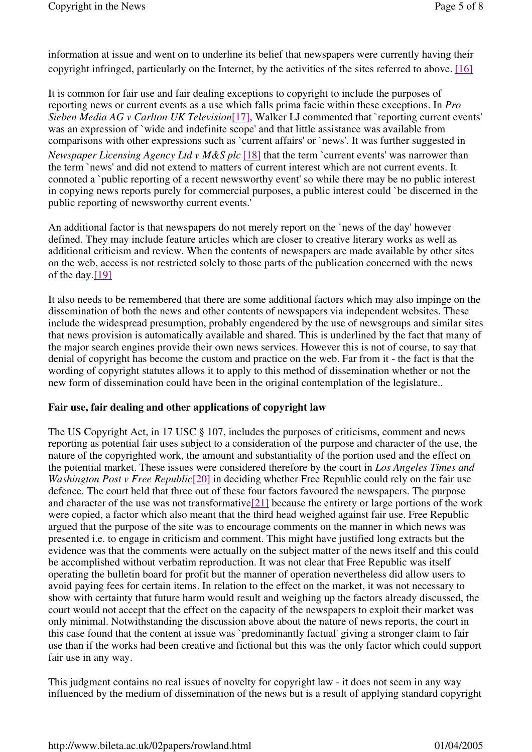information at issue and went on to underline its belief that newspapers were currently having their copyright infringed, particularly on the Internet, by the activities of the sites referred to above. [16]

It is common for fair use and fair dealing exceptions to copyright to include the purposes of reporting news or current events as a use which falls prima facie within these exceptions. In *Pro Sieben Media AG v Carlton UK Television*[17], Walker LJ commented that `reporting current events' was an expression of `wide and indefinite scope' and that little assistance was available from comparisons with other expressions such as `current affairs' or `news'. It was further suggested in *Newspaper Licensing Agency Ltd v M&S plc* [18] that the term `current events' was narrower than the term `news' and did not extend to matters of current interest which are not current events. It connoted a `public reporting of a recent newsworthy event' so while there may be no public interest in copying news reports purely for commercial purposes, a public interest could `be discerned in the public reporting of newsworthy current events.'

An additional factor is that newspapers do not merely report on the `news of the day' however defined. They may include feature articles which are closer to creative literary works as well as additional criticism and review. When the contents of newspapers are made available by other sites on the web, access is not restricted solely to those parts of the publication concerned with the news of the day.[19]

It also needs to be remembered that there are some additional factors which may also impinge on the dissemination of both the news and other contents of newspapers via independent websites. These include the widespread presumption, probably engendered by the use of newsgroups and similar sites that news provision is automatically available and shared. This is underlined by the fact that many of the major search engines provide their own news services. However this is not of course, to say that denial of copyright has become the custom and practice on the web. Far from it - the fact is that the wording of copyright statutes allows it to apply to this method of dissemination whether or not the new form of dissemination could have been in the original contemplation of the legislature..

**Fair use, fair dealing and other applications of copyright law**

The US Copyright Act, in 17 USC § 107, includes the purposes of criticisms, comment and news reporting as potential fair uses subject to a consideration of the purpose and character of the use, the nature of the copyrighted work, the amount and substantiality of the portion used and the effect on the potential market. These issues were considered therefore by the court in *Los Angeles Times and Washington Post v Free Republic*[20] in deciding whether Free Republic could rely on the fair use defence. The court held that three out of these four factors favoured the newspapers. The purpose and character of the use was not transformative[21] because the entirety or large portions of the work were copied, a factor which also meant that the third head weighed against fair use. Free Republic argued that the purpose of the site was to encourage comments on the manner in which news was presented i.e. to engage in criticism and comment. This might have justified long extracts but the evidence was that the comments were actually on the subject matter of the news itself and this could be accomplished without verbatim reproduction. It was not clear that Free Republic was itself operating the bulletin board for profit but the manner of operation nevertheless did allow users to avoid paying fees for certain items. In relation to the effect on the market, it was not necessary to show with certainty that future harm would result and weighing up the factors already discussed, the court would not accept that the effect on the capacity of the newspapers to exploit their market was only minimal. Notwithstanding the discussion above about the nature of news reports, the court in this case found that the content at issue was `predominantly factual' giving a stronger claim to fair use than if the works had been creative and fictional but this was the only factor which could support fair use in any way.

This judgment contains no real issues of novelty for copyright law - it does not seem in any way influenced by the medium of dissemination of the news but is a result of applying standard copyright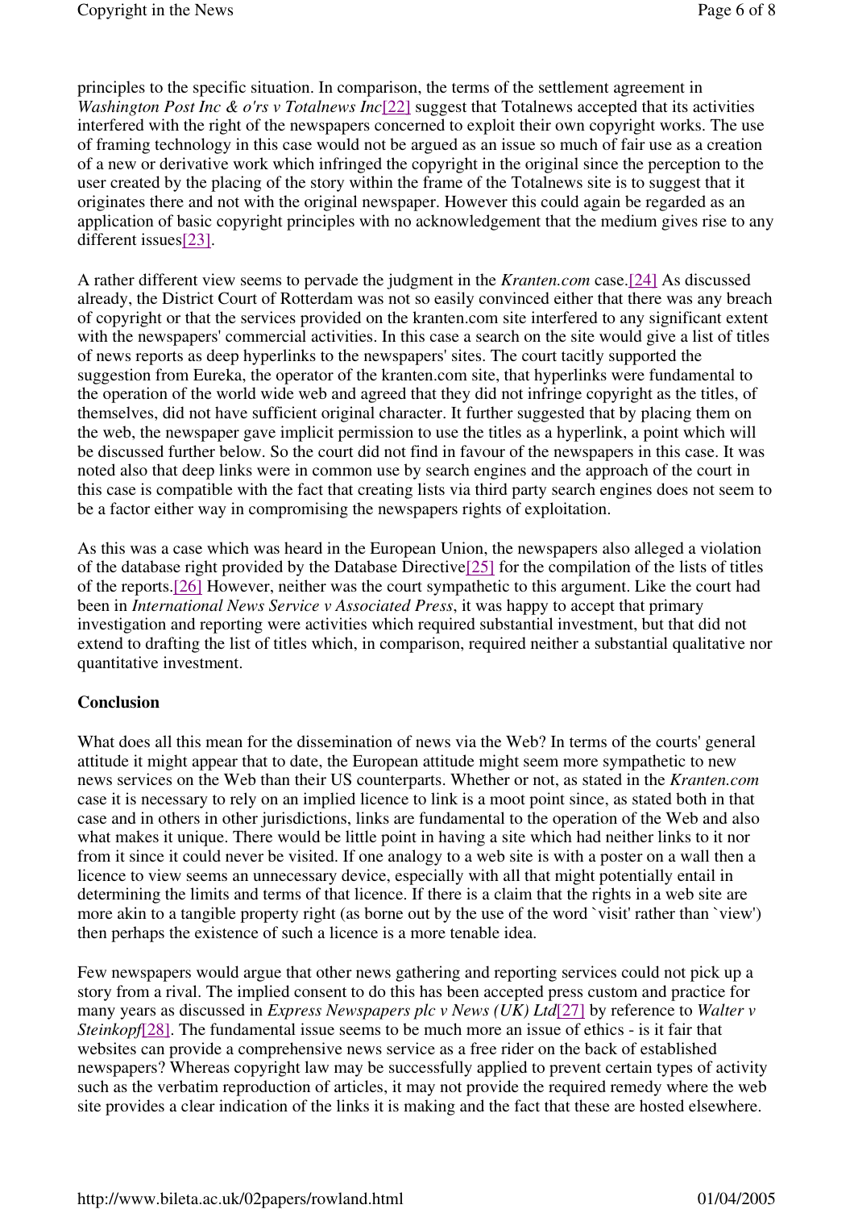principles to the specific situation. In comparison, the terms of the settlement agreement in *Washington Post Inc & o'rs v Totalnews Inc*[22] suggest that Totalnews accepted that its activities interfered with the right of the newspapers concerned to exploit their own copyright works. The use of framing technology in this case would not be argued as an issue so much of fair use as a creation of a new or derivative work which infringed the copyright in the original since the perception to the user created by the placing of the story within the frame of the Totalnews site is to suggest that it originates there and not with the original newspaper. However this could again be regarded as an application of basic copyright principles with no acknowledgement that the medium gives rise to any different issues[23].

A rather different view seems to pervade the judgment in the *Kranten.com* case.[24] As discussed already, the District Court of Rotterdam was not so easily convinced either that there was any breach of copyright or that the services provided on the kranten.com site interfered to any significant extent with the newspapers' commercial activities. In this case a search on the site would give a list of titles of news reports as deep hyperlinks to the newspapers' sites. The court tacitly supported the suggestion from Eureka, the operator of the kranten.com site, that hyperlinks were fundamental to the operation of the world wide web and agreed that they did not infringe copyright as the titles, of themselves, did not have sufficient original character. It further suggested that by placing them on the web, the newspaper gave implicit permission to use the titles as a hyperlink, a point which will be discussed further below. So the court did not find in favour of the newspapers in this case. It was noted also that deep links were in common use by search engines and the approach of the court in this case is compatible with the fact that creating lists via third party search engines does not seem to be a factor either way in compromising the newspapers rights of exploitation.

As this was a case which was heard in the European Union, the newspapers also alleged a violation of the database right provided by the Database Directive[25] for the compilation of the lists of titles of the reports.[26] However, neither was the court sympathetic to this argument. Like the court had been in *International News Service v Associated Press*, it was happy to accept that primary investigation and reporting were activities which required substantial investment, but that did not extend to drafting the list of titles which, in comparison, required neither a substantial qualitative nor quantitative investment.

**Conclusion**

What does all this mean for the dissemination of news via the Web? In terms of the courts' general attitude it might appear that to date, the European attitude might seem more sympathetic to new news services on the Web than their US counterparts. Whether or not, as stated in the *Kranten.com* case it is necessary to rely on an implied licence to link is a moot point since, as stated both in that case and in others in other jurisdictions, links are fundamental to the operation of the Web and also what makes it unique. There would be little point in having a site which had neither links to it nor from it since it could never be visited. If one analogy to a web site is with a poster on a wall then a licence to view seems an unnecessary device, especially with all that might potentially entail in determining the limits and terms of that licence. If there is a claim that the rights in a web site are more akin to a tangible property right (as borne out by the use of the word `visit' rather than `view') then perhaps the existence of such a licence is a more tenable idea.

Few newspapers would argue that other news gathering and reporting services could not pick up a story from a rival. The implied consent to do this has been accepted press custom and practice for many years as discussed in *Express Newspapers plc v News (UK) Ltd*[27] by reference to *Walter v Steinkopf*[28]. The fundamental issue seems to be much more an issue of ethics - is it fair that websites can provide a comprehensive news service as a free rider on the back of established newspapers? Whereas copyright law may be successfully applied to prevent certain types of activity such as the verbatim reproduction of articles, it may not provide the required remedy where the web site provides a clear indication of the links it is making and the fact that these are hosted elsewhere.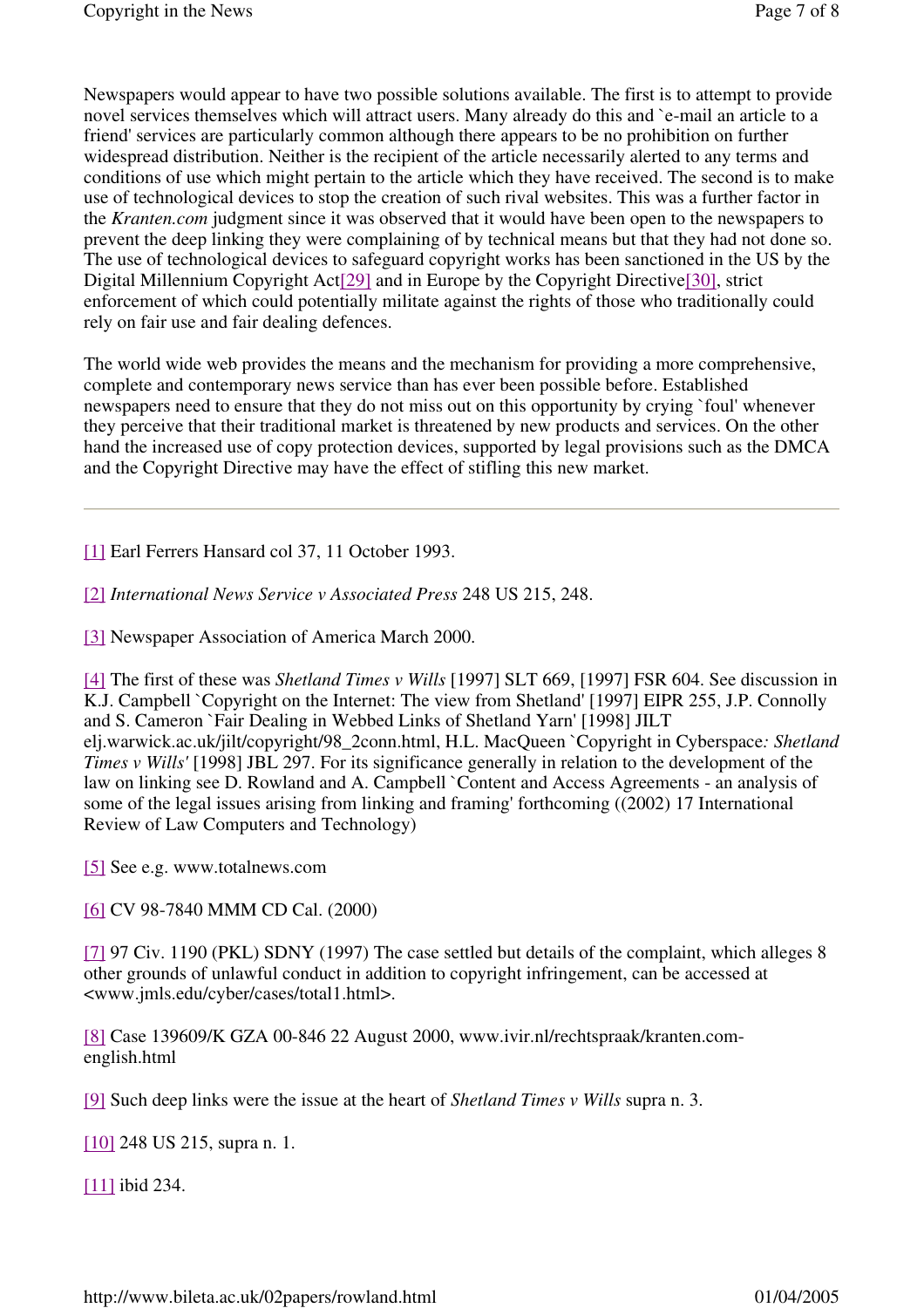Newspapers would appear to have two possible solutions available. The first is to attempt to provide novel services themselves which will attract users. Many already do this and `e-mail an article to a friend' services are particularly common although there appears to be no prohibition on further widespread distribution. Neither is the recipient of the article necessarily alerted to any terms and conditions of use which might pertain to the article which they have received. The second is to make use of technological devices to stop the creation of such rival websites. This was a further factor in the *Kranten.com* judgment since it was observed that it would have been open to the newspapers to prevent the deep linking they were complaining of by technical means but that they had not done so. The use of technological devices to safeguard copyright works has been sanctioned in the US by the Digital Millennium Copyright Act[29] and in Europe by the Copyright Directive[30], strict enforcement of which could potentially militate against the rights of those who traditionally could rely on fair use and fair dealing defences.

The world wide web provides the means and the mechanism for providing a more comprehensive, complete and contemporary news service than has ever been possible before. Established newspapers need to ensure that they do not miss out on this opportunity by crying `foul' whenever they perceive that their traditional market is threatened by new products and services. On the other hand the increased use of copy protection devices, supported by legal provisions such as the DMCA and the Copyright Directive may have the effect of stifling this new market.

---

[1] Earl Ferrers Hansard col 37, 11 October 1993.

[2] *International News Service v Associated Press* 248 US 215, 248.

[3] Newspaper Association of America March 2000.

[4] The first of these was *Shetland Times v Wills* [1997] SLT 669, [1997] FSR 604. See discussion in K.J. Campbell `Copyright on the Internet: The view from Shetland' [1997] EIPR 255, J.P. Connolly and S. Cameron `Fair Dealing in Webbed Links of Shetland Yarn' [1998] JILT elj.warwick.ac.uk/jilt/copyright/98_2conn.html, H.L. MacQueen `Copyright in Cyberspace*: Shetland Times v Wills'* [1998] JBL 297. For its significance generally in relation to the development of the law on linking see D. Rowland and A. Campbell `Content and Access Agreements - an analysis of some of the legal issues arising from linking and framing' forthcoming ((2002) 17 International Review of Law Computers and Technology)

[5] See e.g. www.totalnews.com

[6] CV 98-7840 MMM CD Cal. (2000)

[7] 97 Civ. 1190 (PKL) SDNY (1997) The case settled but details of the complaint, which alleges 8 other grounds of unlawful conduct in addition to copyright infringement, can be accessed at <www.jmls.edu/cyber/cases/total1.html>.

[8] Case 139609/K GZA 00-846 22 August 2000, www.ivir.nl/rechtspraak/kranten.com-english.html

[9] Such deep links were the issue at the heart of *Shetland Times v Wills* supra n. 3.

[10] 248 US 215, supra n. 1.

[11] ibid 234.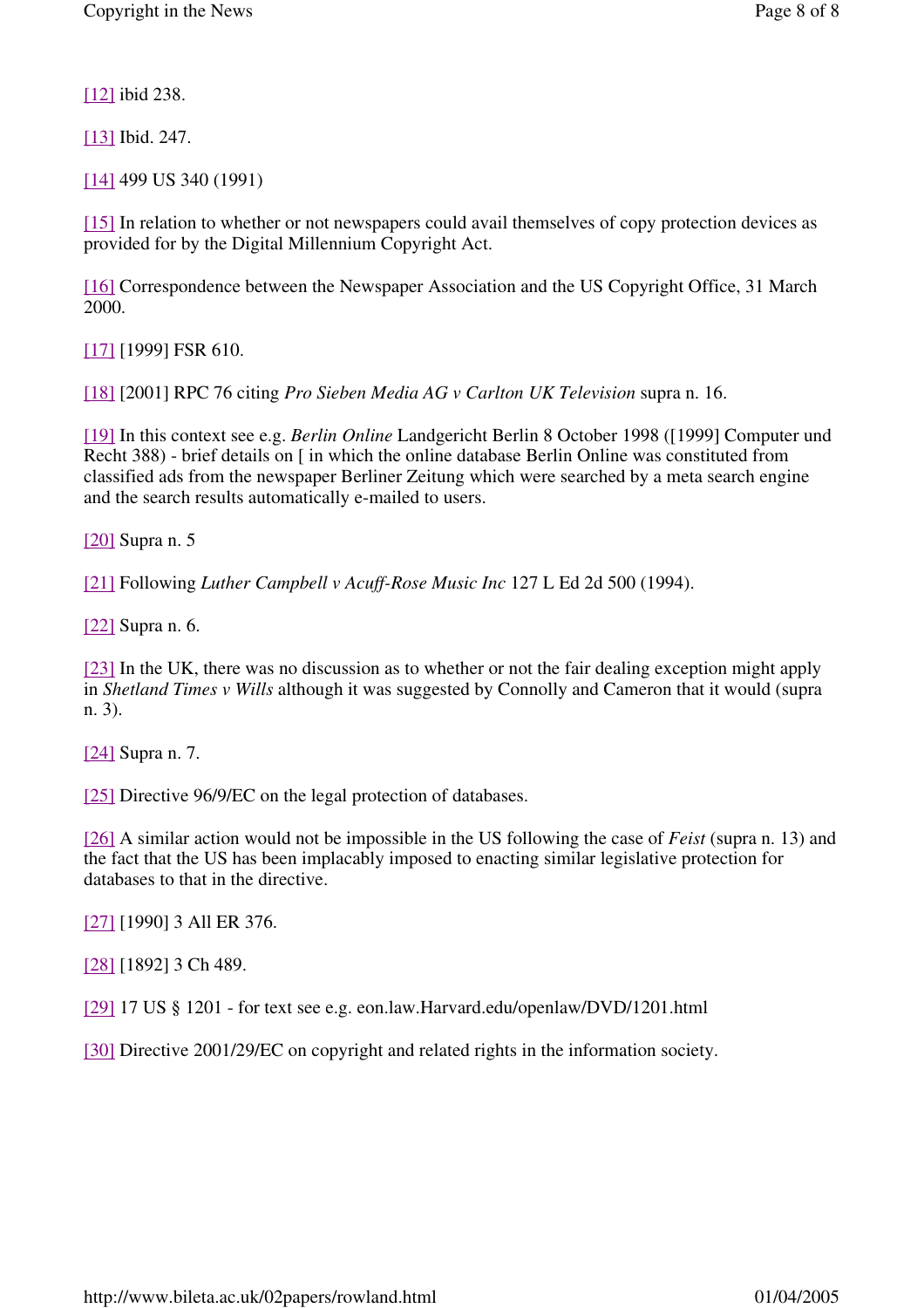[12] ibid 238.

[13] Ibid. 247.

[14] 499 US 340 (1991)

[15] In relation to whether or not newspapers could avail themselves of copy protection devices as provided for by the Digital Millennium Copyright Act.

[16] Correspondence between the Newspaper Association and the US Copyright Office, 31 March 2000.

[17] [1999] FSR 610.

[18] [2001] RPC 76 citing *Pro Sieben Media AG v Carlton UK Television* supra n. 16.

[19] In this context see e.g. *Berlin Online* Landgericht Berlin 8 October 1998 ([1999] Computer und Recht 388) - brief details on [ in which the online database Berlin Online was constituted from classified ads from the newspaper Berliner Zeitung which were searched by a meta search engine and the search results automatically e-mailed to users.

[20] Supra n. 5

[21] Following *Luther Campbell v Acuff-Rose Music Inc* 127 L Ed 2d 500 (1994).

[22] Supra n. 6.

[23] In the UK, there was no discussion as to whether or not the fair dealing exception might apply in *Shetland Times v Wills* although it was suggested by Connolly and Cameron that it would (supra n. 3).

[24] Supra n. 7.

[25] Directive 96/9/EC on the legal protection of databases.

[26] A similar action would not be impossible in the US following the case of *Feist* (supra n. 13) and the fact that the US has been implacably imposed to enacting similar legislative protection for databases to that in the directive.

[27] [1990] 3 All ER 376.

[28] [1892] 3 Ch 489.

[29] 17 US § 1201 - for text see e.g. eon.law.Harvard.edu/openlaw/DVD/1201.html

[30] Directive 2001/29/EC on copyright and related rights in the information society.